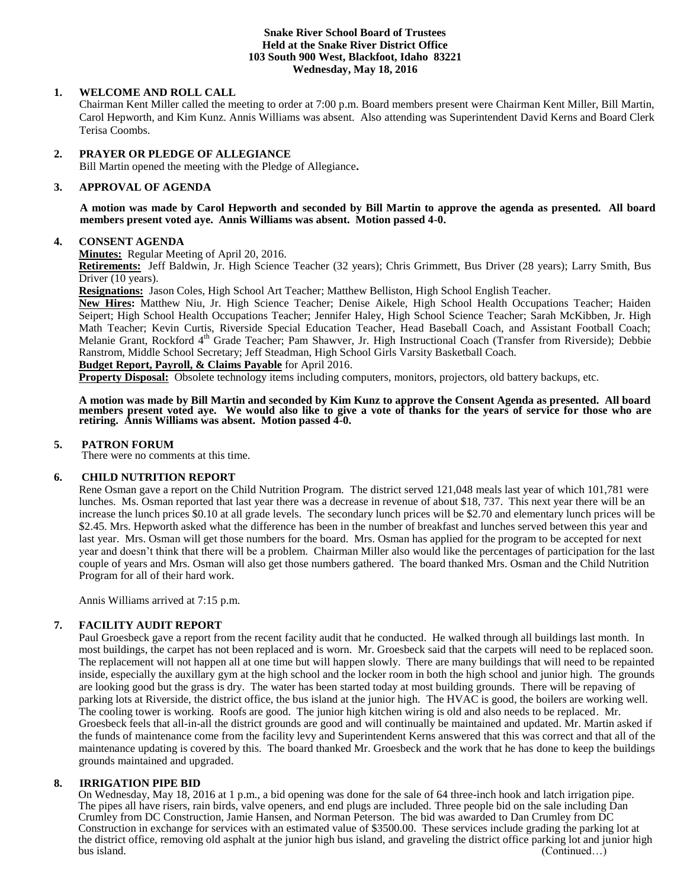**Snake River School Board of Trustees**
**Held at the Snake River District Office**
**103 South 900 West, Blackfoot, Idaho 83221**
**Wednesday, May 18, 2016**

## 1. WELCOME AND ROLL CALL

Chairman Kent Miller called the meeting to order at 7:00 p.m. Board members present were Chairman Kent Miller, Bill Martin, Carol Hepworth, and Kim Kunz. Annis Williams was absent. Also attending was Superintendent David Kerns and Board Clerk Terisa Coombs.

## 2. PRAYER OR PLEDGE OF ALLEGIANCE

Bill Martin opened the meeting with the Pledge of Allegiance**.**

## 3. APPROVAL OF AGENDA

**A motion was made by Carol Hepworth and seconded by Bill Martin to approve the agenda as presented. All board members present voted aye. Annis Williams was absent. Motion passed 4-0.**

## 4. CONSENT AGENDA

**Minutes:** Regular Meeting of April 20, 2016.

**Retirements:** Jeff Baldwin, Jr. High Science Teacher (32 years); Chris Grimmett, Bus Driver (28 years); Larry Smith, Bus Driver (10 years).

**Resignations:** Jason Coles, High School Art Teacher; Matthew Belliston, High School English Teacher.

**New Hires:** Matthew Niu, Jr. High Science Teacher; Denise Aikele, High School Health Occupations Teacher; Haiden Seipert; High School Health Occupations Teacher; Jennifer Haley, High School Science Teacher; Sarah McKibben, Jr. High Math Teacher; Kevin Curtis, Riverside Special Education Teacher, Head Baseball Coach, and Assistant Football Coach; Melanie Grant, Rockford 4th Grade Teacher; Pam Shawver, Jr. High Instructional Coach (Transfer from Riverside); Debbie Ranstrom, Middle School Secretary; Jeff Steadman, High School Girls Varsity Basketball Coach.

**Budget Report, Payroll, & Claims Payable** for April 2016.

**Property Disposal:** Obsolete technology items including computers, monitors, projectors, old battery backups, etc.

**A motion was made by Bill Martin and seconded by Kim Kunz to approve the Consent Agenda as presented. All board members present voted aye. We would also like to give a vote of thanks for the years of service for those who are retiring. Annis Williams was absent. Motion passed 4-0.**

## 5. PATRON FORUM

There were no comments at this time.

## 6. CHILD NUTRITION REPORT

Rene Osman gave a report on the Child Nutrition Program. The district served 121,048 meals last year of which 101,781 were lunches. Ms. Osman reported that last year there was a decrease in revenue of about $18, 737. This next year there will be an increase the lunch prices $0.10 at all grade levels. The secondary lunch prices will be $2.70 and elementary lunch prices will be $2.45. Mrs. Hepworth asked what the difference has been in the number of breakfast and lunches served between this year and last year. Mrs. Osman will get those numbers for the board. Mrs. Osman has applied for the program to be accepted for next year and doesn't think that there will be a problem. Chairman Miller also would like the percentages of participation for the last couple of years and Mrs. Osman will also get those numbers gathered. The board thanked Mrs. Osman and the Child Nutrition Program for all of their hard work.

Annis Williams arrived at 7:15 p.m.

## 7. FACILITY AUDIT REPORT

Paul Groesbeck gave a report from the recent facility audit that he conducted. He walked through all buildings last month. In most buildings, the carpet has not been replaced and is worn. Mr. Groesbeck said that the carpets will need to be replaced soon. The replacement will not happen all at one time but will happen slowly. There are many buildings that will need to be repainted inside, especially the auxillary gym at the high school and the locker room in both the high school and junior high. The grounds are looking good but the grass is dry. The water has been started today at most building grounds. There will be repaving of parking lots at Riverside, the district office, the bus island at the junior high. The HVAC is good, the boilers are working well. The cooling tower is working. Roofs are good. The junior high kitchen wiring is old and also needs to be replaced. Mr. Groesbeck feels that all-in-all the district grounds are good and will continually be maintained and updated. Mr. Martin asked if the funds of maintenance come from the facility levy and Superintendent Kerns answered that this was correct and that all of the maintenance updating is covered by this. The board thanked Mr. Groesbeck and the work that he has done to keep the buildings grounds maintained and upgraded.

## 8. IRRIGATION PIPE BID

On Wednesday, May 18, 2016 at 1 p.m., a bid opening was done for the sale of 64 three-inch hook and latch irrigation pipe. The pipes all have risers, rain birds, valve openers, and end plugs are included. Three people bid on the sale including Dan Crumley from DC Construction, Jamie Hansen, and Norman Peterson. The bid was awarded to Dan Crumley from DC Construction in exchange for services with an estimated value of $3500.00. These services include grading the parking lot at the district office, removing old asphalt at the junior high bus island, and graveling the district office parking lot and junior high bus island. (Continued…)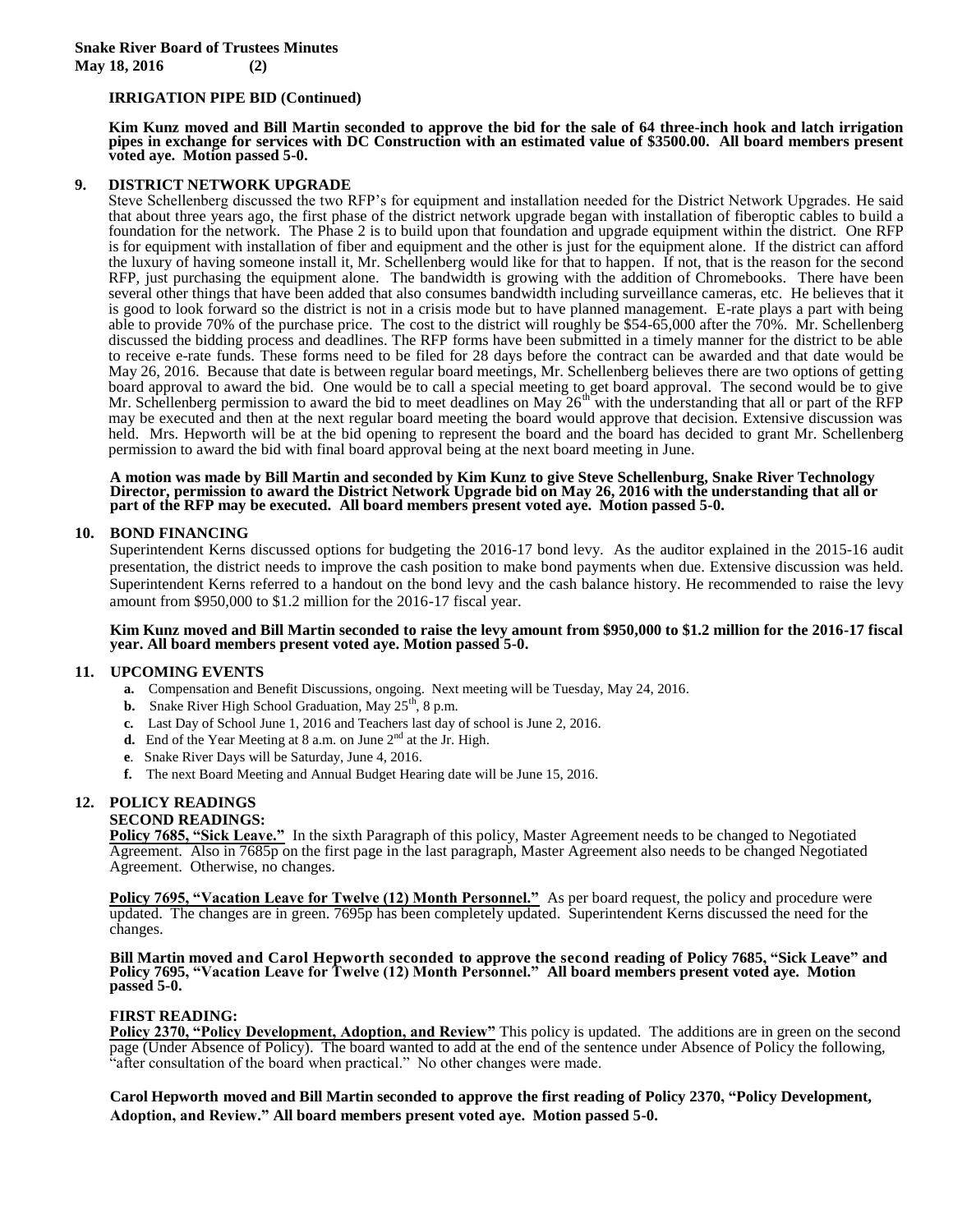**IRRIGATION PIPE BID (Continued)**

**Kim Kunz moved and Bill Martin seconded to approve the bid for the sale of 64 three-inch hook and latch irrigation pipes in exchange for services with DC Construction with an estimated value of $3500.00. All board members present voted aye. Motion passed 5-0.**

## 9. DISTRICT NETWORK UPGRADE

Steve Schellenberg discussed the two RFP's for equipment and installation needed for the District Network Upgrades. He said that about three years ago, the first phase of the district network upgrade began with installation of fiberoptic cables to build a foundation for the network. The Phase 2 is to build upon that foundation and upgrade equipment within the district. One RFP is for equipment with installation of fiber and equipment and the other is just for the equipment alone. If the district can afford the luxury of having someone install it, Mr. Schellenberg would like for that to happen. If not, that is the reason for the second RFP, just purchasing the equipment alone. The bandwidth is growing with the addition of Chromebooks. There have been several other things that have been added that also consumes bandwidth including surveillance cameras, etc. He believes that it is good to look forward so the district is not in a crisis mode but to have planned management. E-rate plays a part with being able to provide 70% of the purchase price. The cost to the district will roughly be $54-65,000 after the 70%. Mr. Schellenberg discussed the bidding process and deadlines. The RFP forms have been submitted in a timely manner for the district to be able to receive e-rate funds. These forms need to be filed for 28 days before the contract can be awarded and that date would be May 26, 2016. Because that date is between regular board meetings, Mr. Schellenberg believes there are two options of getting board approval to award the bid. One would be to call a special meeting to get board approval. The second would be to give Mr. Schellenberg permission to award the bid to meet deadlines on May 26th with the understanding that all or part of the RFP may be executed and then at the next regular board meeting the board would approve that decision. Extensive discussion was held. Mrs. Hepworth will be at the bid opening to represent the board and the board has decided to grant Mr. Schellenberg permission to award the bid with final board approval being at the next board meeting in June.

**A motion was made by Bill Martin and seconded by Kim Kunz to give Steve Schellenburg, Snake River Technology Director, permission to award the District Network Upgrade bid on May 26, 2016 with the understanding that all or part of the RFP may be executed. All board members present voted aye. Motion passed 5-0.**

## 10. BOND FINANCING

Superintendent Kerns discussed options for budgeting the 2016-17 bond levy. As the auditor explained in the 2015-16 audit presentation, the district needs to improve the cash position to make bond payments when due. Extensive discussion was held. Superintendent Kerns referred to a handout on the bond levy and the cash balance history. He recommended to raise the levy amount from $950,000 to $1.2 million for the 2016-17 fiscal year.

**Kim Kunz moved and Bill Martin seconded to raise the levy amount from $950,000 to $1.2 million for the 2016-17 fiscal year. All board members present voted aye. Motion passed 5-0.**

## 11. UPCOMING EVENTS

- **a.** Compensation and Benefit Discussions, ongoing. Next meeting will be Tuesday, May 24, 2016.
- **b.** Snake River High School Graduation, May 25th, 8 p.m.
- **c.** Last Day of School June 1, 2016 and Teachers last day of school is June 2, 2016.
- **d.** End of the Year Meeting at 8 a.m. on June 2nd at the Jr. High.
- **e**. Snake River Days will be Saturday, June 4, 2016.
- **f.** The next Board Meeting and Annual Budget Hearing date will be June 15, 2016.

## 12. POLICY READINGS

**SECOND READINGS:**

**Policy 7685, "Sick Leave."** In the sixth Paragraph of this policy, Master Agreement needs to be changed to Negotiated Agreement. Also in 7685p on the first page in the last paragraph, Master Agreement also needs to be changed Negotiated Agreement. Otherwise, no changes.

**Policy 7695, "Vacation Leave for Twelve (12) Month Personnel."** As per board request, the policy and procedure were updated. The changes are in green. 7695p has been completely updated. Superintendent Kerns discussed the need for the changes.

**Bill Martin moved and Carol Hepworth seconded to approve the second reading of Policy 7685, "Sick Leave" and Policy 7695, "Vacation Leave for Twelve (12) Month Personnel." All board members present voted aye. Motion passed 5-0.**

**FIRST READING:**

**Policy 2370, "Policy Development, Adoption, and Review"** This policy is updated. The additions are in green on the second page (Under Absence of Policy). The board wanted to add at the end of the sentence under Absence of Policy the following, "after consultation of the board when practical." No other changes were made.

**Carol Hepworth moved and Bill Martin seconded to approve the first reading of Policy 2370, "Policy Development, Adoption, and Review." All board members present voted aye. Motion passed 5-0.**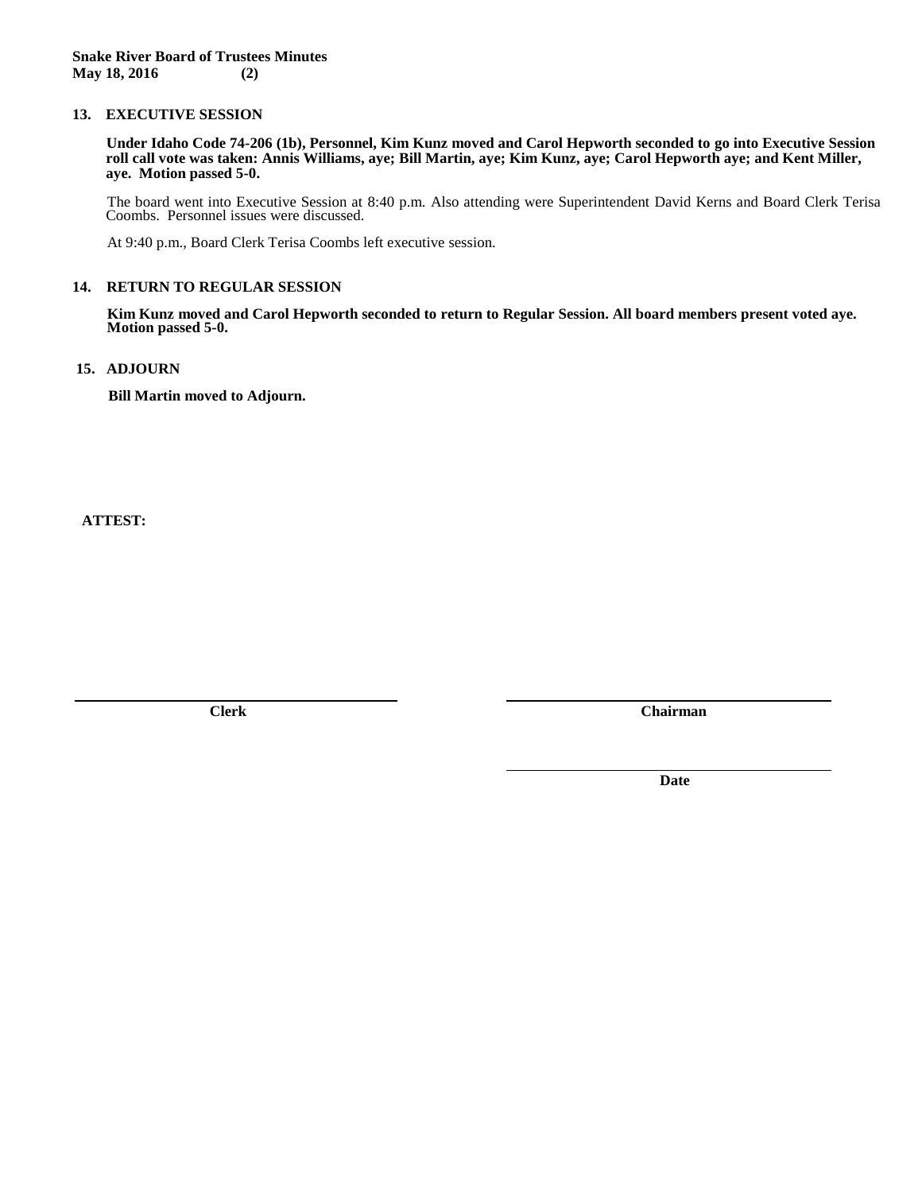**13. EXECUTIVE SESSION**

**Under Idaho Code 74-206 (1b), Personnel, Kim Kunz moved and Carol Hepworth seconded to go into Executive Session roll call vote was taken: Annis Williams, aye; Bill Martin, aye; Kim Kunz, aye; Carol Hepworth aye; and Kent Miller, aye. Motion passed 5-0.**

The board went into Executive Session at 8:40 p.m. Also attending were Superintendent David Kerns and Board Clerk Terisa Coombs. Personnel issues were discussed.

At 9:40 p.m., Board Clerk Terisa Coombs left executive session.

**14. RETURN TO REGULAR SESSION**

**Kim Kunz moved and Carol Hepworth seconded to return to Regular Session. All board members present voted aye. Motion passed 5-0.**

**15. ADJOURN**

**Bill Martin moved to Adjourn.**

**ATTEST:**

______________________________ **Clerk**

______________________________ **Chairman**

______________________________ **Date**